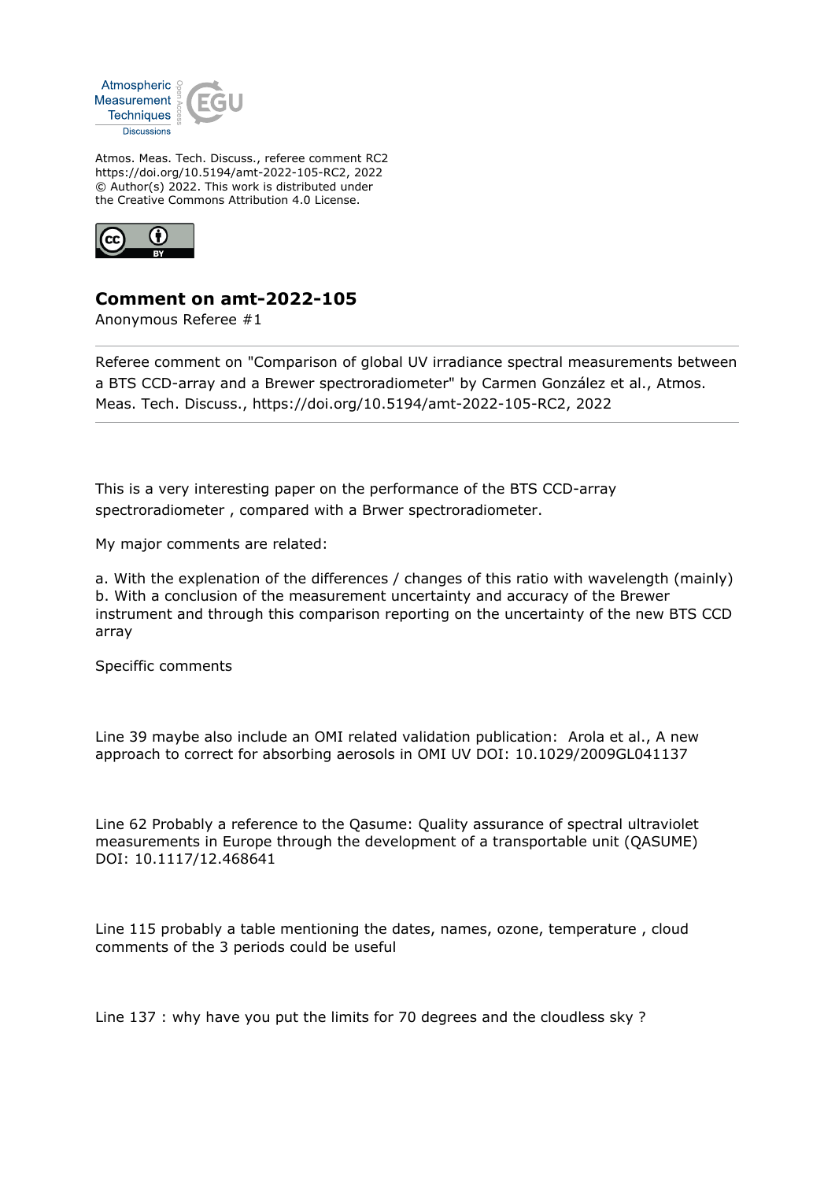Atmos. Meas. Tech. Discuss., referee comment RC2
https://doi.org/10.5194/amt-2022-105-RC2, 2022
© Author(s) 2022. This work is distributed under
the Creative Commons Attribution 4.0 License.

## Comment on amt-2022-105

Anonymous Referee #1

---

Referee comment on "Comparison of global UV irradiance spectral measurements between a BTS CCD-array and a Brewer spectroradiometer" by Carmen González et al., Atmos. Meas. Tech. Discuss., https://doi.org/10.5194/amt-2022-105-RC2, 2022

---

This is a very interesting paper on the performance of the BTS CCD-array spectroradiometer , compared with a Brwer spectroradiometer.

My major comments are related:

a. With the explenation of the differences / changes of this ratio with wavelength (mainly)
b. With a conclusion of the measurement uncertainty and accuracy of the Brewer instrument and through this comparison reporting on the uncertainty of the new BTS CCD array

Speciffic comments

Line 39 maybe also include an OMI related validation publication: Arola et al., A new approach to correct for absorbing aerosols in OMI UV DOI: 10.1029/2009GL041137

Line 62 Probably a reference to the Qasume: Quality assurance of spectral ultraviolet measurements in Europe through the development of a transportable unit (QASUME) DOI: 10.1117/12.468641

Line 115 probably a table mentioning the dates, names, ozone, temperature , cloud comments of the 3 periods could be useful

Line 137 : why have you put the limits for 70 degrees and the cloudless sky ?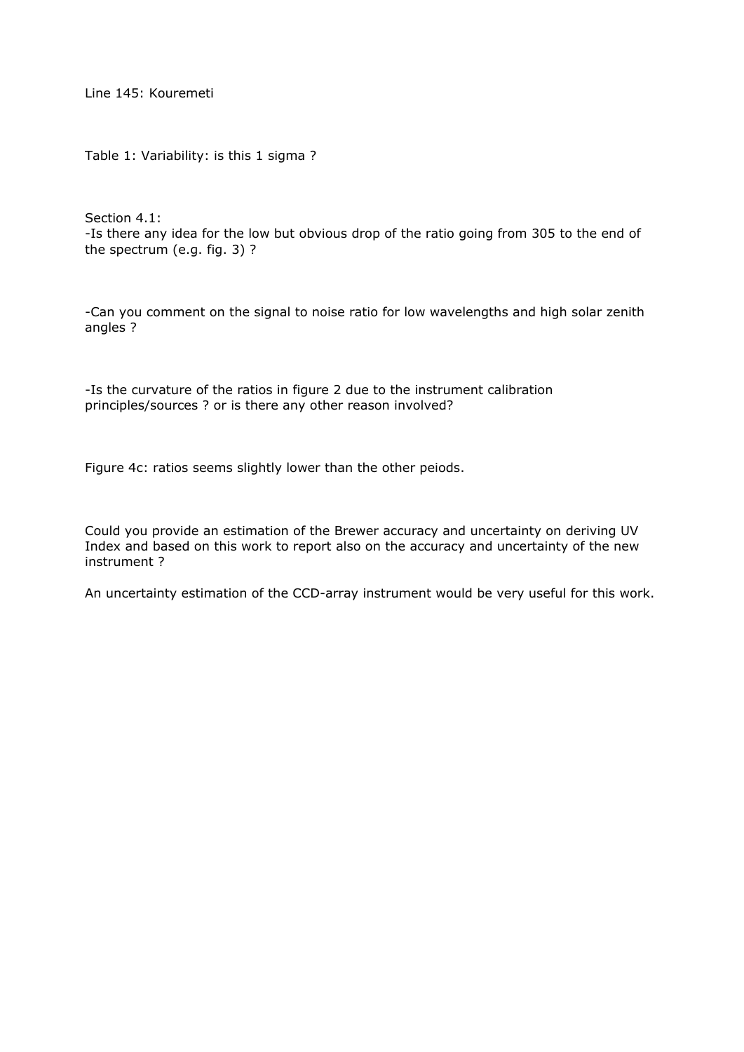Line 145: Kouremeti

Table 1: Variability: is this 1 sigma ?

Section 4.1:
-Is there any idea for the low but obvious drop of the ratio going from 305 to the end of the spectrum (e.g. fig. 3) ?

-Can you comment on the signal to noise ratio for low wavelengths and high solar zenith angles ?

-Is the curvature of the ratios in figure 2 due to the instrument calibration principles/sources ? or is there any other reason involved?

Figure 4c: ratios seems slightly lower than the other peiods.

Could you provide an estimation of the Brewer accuracy and uncertainty on deriving UV Index and based on this work to report also on the accuracy and uncertainty of the new instrument ?

An uncertainty estimation of the CCD-array instrument would be very useful for this work.